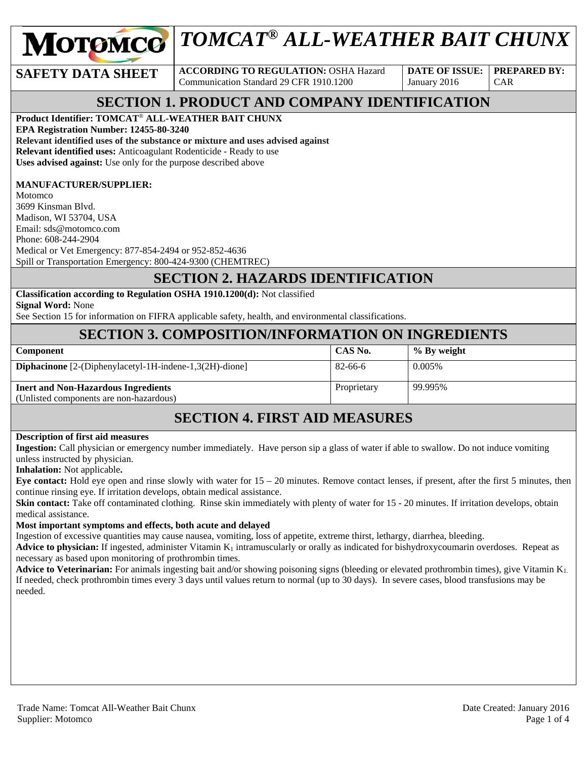# TOMCAT® ALL-WEATHER BAIT CHUNX

| SAFETY DATA SHEET | ACCORDING TO REGULATION: OSHA Hazard Communication Standard 29 CFR 1910.1200 | DATE OF ISSUE: January 2016 | PREPARED BY: CAR |
|---|---|---|---|

## SECTION 1. PRODUCT AND COMPANY IDENTIFICATION

**Product Identifier: TOMCAT® ALL-WEATHER BAIT CHUNX**
**EPA Registration Number: 12455-80-3240**
**Relevant identified uses of the substance or mixture and uses advised against**
**Relevant identified uses:** Anticoagulant Rodenticide - Ready to use
**Uses advised against:** Use only for the purpose described above

**MANUFACTURER/SUPPLIER:**
Motomco
3699 Kinsman Blvd.
Madison, WI 53704, USA
Email: sds@motomco.com
Phone: 608-244-2904
Medical or Vet Emergency: 877-854-2494 or 952-852-4636
Spill or Transportation Emergency: 800-424-9300 (CHEMTREC)

## SECTION 2. HAZARDS IDENTIFICATION

**Classification according to Regulation OSHA 1910.1200(d):** Not classified
**Signal Word:** None
See Section 15 for information on FIFRA applicable safety, health, and environmental classifications.

## SECTION 3. COMPOSITION/INFORMATION ON INGREDIENTS

| Component | CAS No. | % By weight |
|---|---|---|
| **Diphacinone** [2-(Diphenylacetyl-1H-indene-1,3(2H)-dione] | 82-66-6 | 0.005% |
| **Inert and Non-Hazardous Ingredients** (Unlisted components are non-hazardous) | Proprietary | 99.995% |

## SECTION 4. FIRST AID MEASURES

**Description of first aid measures**
**Ingestion:** Call physician or emergency number immediately. Have person sip a glass of water if able to swallow. Do not induce vomiting unless instructed by physician.
**Inhalation:** Not applicable**.**
**Eye contact:** Hold eye open and rinse slowly with water for 15 – 20 minutes. Remove contact lenses, if present, after the first 5 minutes, then continue rinsing eye. If irritation develops, obtain medical assistance.
**Skin contact:** Take off contaminated clothing. Rinse skin immediately with plenty of water for 15 - 20 minutes. If irritation develops, obtain medical assistance.
**Most important symptoms and effects, both acute and delayed**
Ingestion of excessive quantities may cause nausea, vomiting, loss of appetite, extreme thirst, lethargy, diarrhea, bleeding.
**Advice to physician:** If ingested, administer Vitamin $K_1$ intramuscularly or orally as indicated for bishydroxycoumarin overdoses. Repeat as necessary as based upon monitoring of prothrombin times.
**Advice to Veterinarian:** For animals ingesting bait and/or showing poisoning signs (bleeding or elevated prothrombin times), give Vitamin $K_1$. If needed, check prothrombin times every 3 days until values return to normal (up to 30 days). In severe cases, blood transfusions may be needed.

Trade Name: Tomcat All-Weather Bait Chunx
Supplier: Motomco
Date Created: January 2016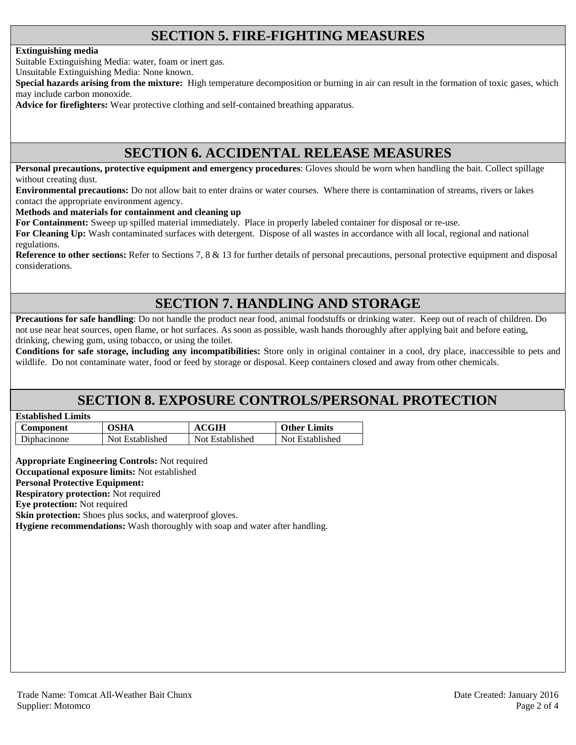## SECTION 5. FIRE-FIGHTING MEASURES

**Extinguishing media**

Suitable Extinguishing Media: water, foam or inert gas.

Unsuitable Extinguishing Media: None known.

**Special hazards arising from the mixture:** High temperature decomposition or burning in air can result in the formation of toxic gases, which may include carbon monoxide.

**Advice for firefighters:** Wear protective clothing and self-contained breathing apparatus.

## SECTION 6. ACCIDENTAL RELEASE MEASURES

**Personal precautions, protective equipment and emergency procedures**: Gloves should be worn when handling the bait. Collect spillage without creating dust.

**Environmental precautions:** Do not allow bait to enter drains or water courses. Where there is contamination of streams, rivers or lakes contact the appropriate environment agency.

**Methods and materials for containment and cleaning up**

**For Containment:** Sweep up spilled material immediately. Place in properly labeled container for disposal or re-use.

**For Cleaning Up:** Wash contaminated surfaces with detergent. Dispose of all wastes in accordance with all local, regional and national regulations.

**Reference to other sections:** Refer to Sections 7, 8 & 13 for further details of personal precautions, personal protective equipment and disposal considerations.

## SECTION 7. HANDLING AND STORAGE

**Precautions for safe handling**: Do not handle the product near food, animal foodstuffs or drinking water. Keep out of reach of children. Do not use near heat sources, open flame, or hot surfaces. As soon as possible, wash hands thoroughly after applying bait and before eating, drinking, chewing gum, using tobacco, or using the toilet.

**Conditions for safe storage, including any incompatibilities:** Store only in original container in a cool, dry place, inaccessible to pets and wildlife. Do not contaminate water, food or feed by storage or disposal. Keep containers closed and away from other chemicals.

## SECTION 8. EXPOSURE CONTROLS/PERSONAL PROTECTION

**Established Limits**

| Component | OSHA | ACGIH | Other Limits |
|---|---|---|---|
| Diphacinone | Not Established | Not Established | Not Established |

**Appropriate Engineering Controls:** Not required

**Occupational exposure limits:** Not established

**Personal Protective Equipment:**

**Respiratory protection:** Not required

**Eye protection:** Not required

**Skin protection:** Shoes plus socks, and waterproof gloves.

**Hygiene recommendations:** Wash thoroughly with soap and water after handling.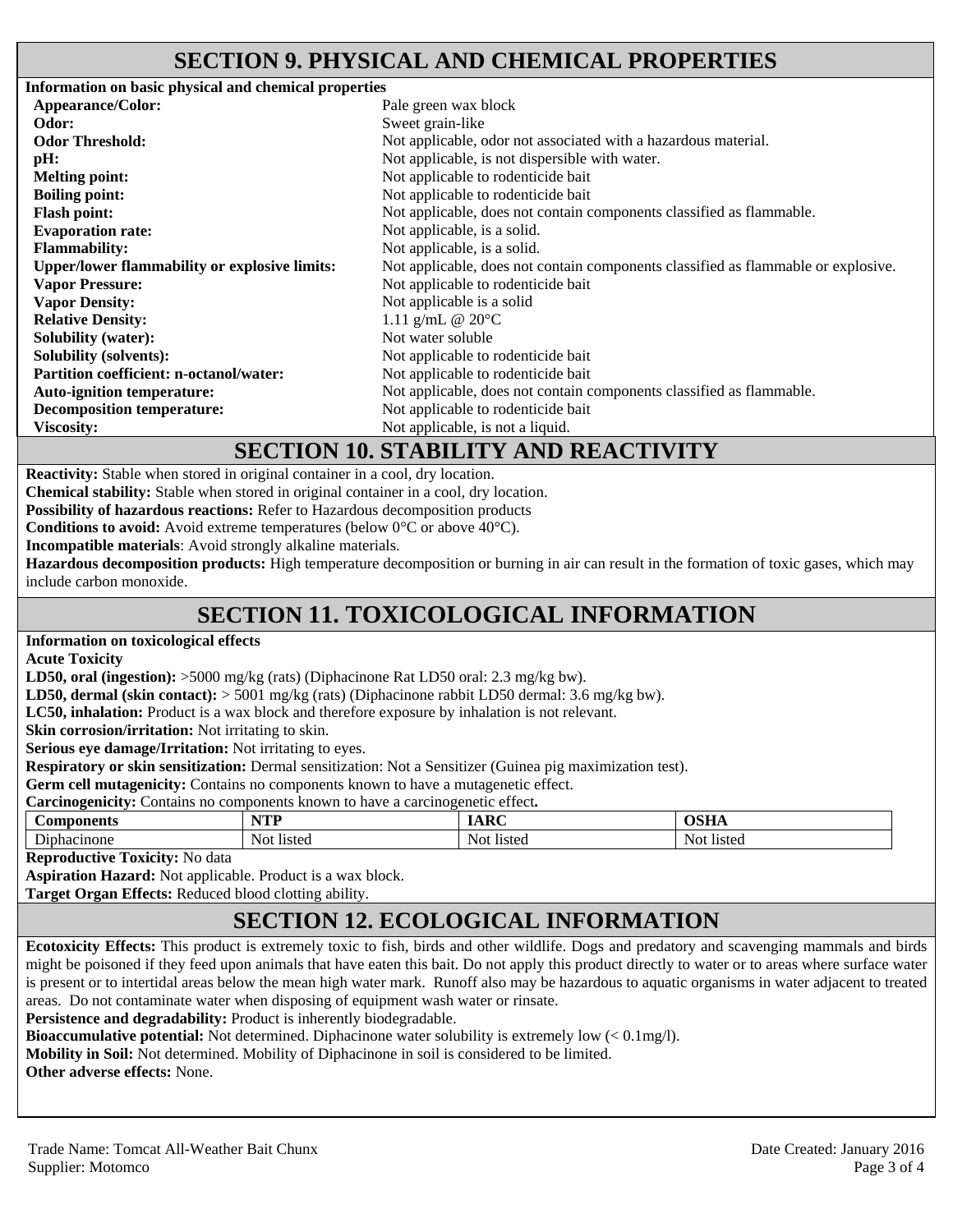## SECTION 9. PHYSICAL AND CHEMICAL PROPERTIES

**Information on basic physical and chemical properties**

| | |
|---|---|
| **Appearance/Color:** | Pale green wax block |
| **Odor:** | Sweet grain-like |
| **Odor Threshold:** | Not applicable, odor not associated with a hazardous material. |
| **pH:** | Not applicable, is not dispersible with water. |
| **Melting point:** | Not applicable to rodenticide bait |
| **Boiling point:** | Not applicable to rodenticide bait |
| **Flash point:** | Not applicable, does not contain components classified as flammable. |
| **Evaporation rate:** | Not applicable, is a solid. |
| **Flammability:** | Not applicable, is a solid. |
| **Upper/lower flammability or explosive limits:** | Not applicable, does not contain components classified as flammable or explosive. |
| **Vapor Pressure:** | Not applicable to rodenticide bait |
| **Vapor Density:** | Not applicable is a solid |
| **Relative Density:** | 1.11 g/mL @ 20°C |
| **Solubility (water):** | Not water soluble |
| **Solubility (solvents):** | Not applicable to rodenticide bait |
| **Partition coefficient: n-octanol/water:** | Not applicable to rodenticide bait |
| **Auto-ignition temperature:** | Not applicable, does not contain components classified as flammable. |
| **Decomposition temperature:** | Not applicable to rodenticide bait |
| **Viscosity:** | Not applicable, is not a liquid. |

## SECTION 10. STABILITY AND REACTIVITY

**Reactivity:** Stable when stored in original container in a cool, dry location.

**Chemical stability:** Stable when stored in original container in a cool, dry location.

**Possibility of hazardous reactions:** Refer to Hazardous decomposition products

**Conditions to avoid:** Avoid extreme temperatures (below 0°C or above 40°C).

**Incompatible materials**: Avoid strongly alkaline materials.

**Hazardous decomposition products:** High temperature decomposition or burning in air can result in the formation of toxic gases, which may include carbon monoxide.

## SECTION 11. TOXICOLOGICAL INFORMATION

**Information on toxicological effects**

**Acute Toxicity**

**LD50, oral (ingestion):** >5000 mg/kg (rats) (Diphacinone Rat LD50 oral: 2.3 mg/kg bw).

**LD50, dermal (skin contact):** > 5001 mg/kg (rats) (Diphacinone rabbit LD50 dermal: 3.6 mg/kg bw).

**LC50, inhalation:** Product is a wax block and therefore exposure by inhalation is not relevant.

**Skin corrosion/irritation:** Not irritating to skin.

**Serious eye damage/Irritation:** Not irritating to eyes.

**Respiratory or skin sensitization:** Dermal sensitization: Not a Sensitizer (Guinea pig maximization test).

**Germ cell mutagenicity:** Contains no components known to have a mutagenetic effect.

**Carcinogenicity:** Contains no components known to have a carcinogenetic effect**.**

| Components | NTP | IARC | OSHA |
|---|---|---|---|
| Diphacinone | Not listed | Not listed | Not listed |

**Reproductive Toxicity:** No data

**Aspiration Hazard:** Not applicable. Product is a wax block.

**Target Organ Effects:** Reduced blood clotting ability.

## SECTION 12. ECOLOGICAL INFORMATION

**Ecotoxicity Effects:** This product is extremely toxic to fish, birds and other wildlife. Dogs and predatory and scavenging mammals and birds might be poisoned if they feed upon animals that have eaten this bait. Do not apply this product directly to water or to areas where surface water is present or to intertidal areas below the mean high water mark. Runoff also may be hazardous to aquatic organisms in water adjacent to treated areas. Do not contaminate water when disposing of equipment wash water or rinsate.

**Persistence and degradability:** Product is inherently biodegradable.

**Bioaccumulative potential:** Not determined. Diphacinone water solubility is extremely low (< 0.1mg/l).

**Mobility in Soil:** Not determined. Mobility of Diphacinone in soil is considered to be limited.

**Other adverse effects:** None.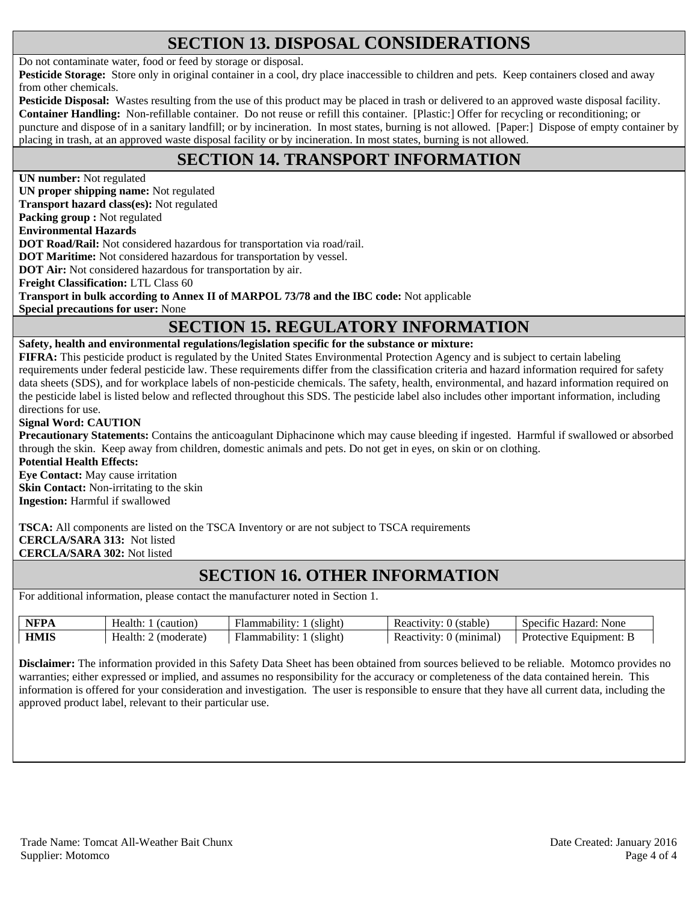## SECTION 13. DISPOSAL CONSIDERATIONS

Do not contaminate water, food or feed by storage or disposal.

**Pesticide Storage:** Store only in original container in a cool, dry place inaccessible to children and pets. Keep containers closed and away from other chemicals.

**Pesticide Disposal:** Wastes resulting from the use of this product may be placed in trash or delivered to an approved waste disposal facility.

**Container Handling:** Non-refillable container. Do not reuse or refill this container. [Plastic:] Offer for recycling or reconditioning; or puncture and dispose of in a sanitary landfill; or by incineration. In most states, burning is not allowed. [Paper:] Dispose of empty container by placing in trash, at an approved waste disposal facility or by incineration. In most states, burning is not allowed.

## SECTION 14. TRANSPORT INFORMATION

**UN number:** Not regulated
**UN proper shipping name:** Not regulated
**Transport hazard class(es):** Not regulated
**Packing group :** Not regulated
**Environmental Hazards**
**DOT Road/Rail:** Not considered hazardous for transportation via road/rail.
**DOT Maritime:** Not considered hazardous for transportation by vessel.
**DOT Air:** Not considered hazardous for transportation by air.
**Freight Classification:** LTL Class 60
**Transport in bulk according to Annex II of MARPOL 73/78 and the IBC code:** Not applicable
**Special precautions for user:** None

## SECTION 15. REGULATORY INFORMATION

**Safety, health and environmental regulations/legislation specific for the substance or mixture:**

**FIFRA:** This pesticide product is regulated by the United States Environmental Protection Agency and is subject to certain labeling requirements under federal pesticide law. These requirements differ from the classification criteria and hazard information required for safety data sheets (SDS), and for workplace labels of non-pesticide chemicals. The safety, health, environmental, and hazard information required on the pesticide label is listed below and reflected throughout this SDS. The pesticide label also includes other important information, including directions for use.

**Signal Word: CAUTION**

**Precautionary Statements:** Contains the anticoagulant Diphacinone which may cause bleeding if ingested. Harmful if swallowed or absorbed through the skin. Keep away from children, domestic animals and pets. Do not get in eyes, on skin or on clothing.

**Potential Health Effects:**
**Eye Contact:** May cause irritation
**Skin Contact:** Non-irritating to the skin
**Ingestion:** Harmful if swallowed

**TSCA:** All components are listed on the TSCA Inventory or are not subject to TSCA requirements
**CERCLA/SARA 313:** Not listed
**CERCLA/SARA 302:** Not listed

## SECTION 16. OTHER INFORMATION

For additional information, please contact the manufacturer noted in Section 1.

| | | | | |
|---|---|---|---|---|
| **NFPA** | Health: 1 (caution) | Flammability: 1 (slight) | Reactivity: 0 (stable) | Specific Hazard: None |
| **HMIS** | Health: 2 (moderate) | Flammability: 1 (slight) | Reactivity: 0 (minimal) | Protective Equipment: B |

**Disclaimer:** The information provided in this Safety Data Sheet has been obtained from sources believed to be reliable. Motomco provides no warranties; either expressed or implied, and assumes no responsibility for the accuracy or completeness of the data contained herein. This information is offered for your consideration and investigation. The user is responsible to ensure that they have all current data, including the approved product label, relevant to their particular use.